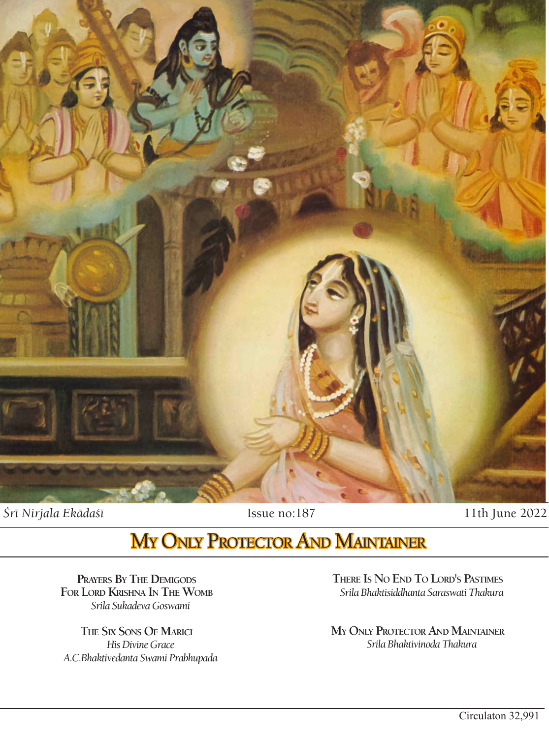*Śrī Nirjala Ekādaśī* Issue no:187 11th June 2022

# My Only Protector And Maintainer

**Prayers By The Demigods For Lord Krishna In The Womb**
*Srila Sukadeva Goswami*

**The Six Sons Of Marici**
*His Divine Grace A.C.Bhaktivedanta Swami Prabhupada*

**There Is No End To Lord's Pastimes**
*Srila Bhaktisiddhanta Saraswati Thakura*

**My Only Protector And Maintainer**
*Srila Bhaktivinoda Thakura*

Circulaton 32,991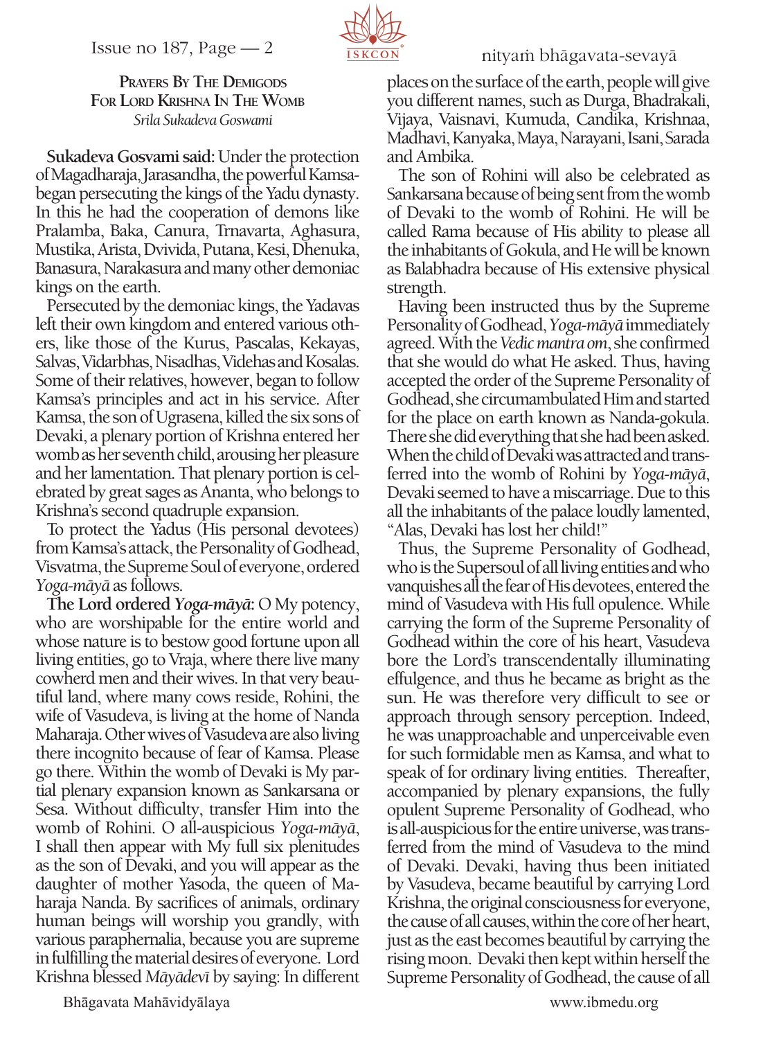## Prayers By The Demigods For Lord Krishna In The Womb

*Srila Sukadeva Goswami*

**Sukadeva Gosvami said:** Under the protection of Magadharaja, Jarasandha, the powerful Kamsa-began persecuting the kings of the Yadu dynasty. In this he had the cooperation of demons like Pralamba, Baka, Canura, Trnavarta, Aghasura, Mustika, Arista, Dvivida, Putana, Kesi, Dhenuka, Banasura, Narakasura and many other demoniac kings on the earth.

Persecuted by the demoniac kings, the Yadavas left their own kingdom and entered various others, like those of the Kurus, Pascalas, Kekayas, Salvas, Vidarbhas, Nisadhas, Videhas and Kosalas. Some of their relatives, however, began to follow Kamsa's principles and act in his service. After Kamsa, the son of Ugrasena, killed the six sons of Devaki, a plenary portion of Krishna entered her womb as her seventh child, arousing her pleasure and her lamentation. That plenary portion is celebrated by great sages as Ananta, who belongs to Krishna's second quadruple expansion.

To protect the Yadus (His personal devotees) from Kamsa's attack, the Personality of Godhead, Visvatma, the Supreme Soul of everyone, ordered *Yoga-māyā* as follows.

**The Lord ordered *Yoga-māyā*:** O My potency, who are worshipable for the entire world and whose nature is to bestow good fortune upon all living entities, go to Vraja, where there live many cowherd men and their wives. In that very beautiful land, where many cows reside, Rohini, the wife of Vasudeva, is living at the home of Nanda Maharaja. Other wives of Vasudeva are also living there incognito because of fear of Kamsa. Please go there. Within the womb of Devaki is My partial plenary expansion known as Sankarsana or Sesa. Without difficulty, transfer Him into the womb of Rohini. O all-auspicious *Yoga-māyā*, I shall then appear with My full six plenitudes as the son of Devaki, and you will appear as the daughter of mother Yasoda, the queen of Maharaja Nanda. By sacrifices of animals, ordinary human beings will worship you grandly, with various paraphernalia, because you are supreme in fulfilling the material desires of everyone. Lord Krishna blessed *Māyādevī* by saying: In different places on the surface of the earth, people will give you different names, such as Durga, Bhadrakali, Vijaya, Vaisnavi, Kumuda, Candika, Krishnaa, Madhavi, Kanyaka, Maya, Narayani, Isani, Sarada and Ambika.

The son of Rohini will also be celebrated as Sankarsana because of being sent from the womb of Devaki to the womb of Rohini. He will be called Rama because of His ability to please all the inhabitants of Gokula, and He will be known as Balabhadra because of His extensive physical strength.

Having been instructed thus by the Supreme Personality of Godhead, *Yoga-māyā* immediately agreed. With the *Vedic mantra om*, she confirmed that she would do what He asked. Thus, having accepted the order of the Supreme Personality of Godhead, she circumambulated Him and started for the place on earth known as Nanda-gokula. There she did everything that she had been asked. When the child of Devaki was attracted and transferred into the womb of Rohini by *Yoga-māyā*, Devaki seemed to have a miscarriage. Due to this all the inhabitants of the palace loudly lamented, "Alas, Devaki has lost her child!"

Thus, the Supreme Personality of Godhead, who is the Supersoul of all living entities and who vanquishes all the fear of His devotees, entered the mind of Vasudeva with His full opulence. While carrying the form of the Supreme Personality of Godhead within the core of his heart, Vasudeva bore the Lord's transcendentally illuminating effulgence, and thus he became as bright as the sun. He was therefore very difficult to see or approach through sensory perception. Indeed, he was unapproachable and unperceivable even for such formidable men as Kamsa, and what to speak of for ordinary living entities. Thereafter, accompanied by plenary expansions, the fully opulent Supreme Personality of Godhead, who is all-auspicious for the entire universe, was transferred from the mind of Vasudeva to the mind of Devaki. Devaki, having thus been initiated by Vasudeva, became beautiful by carrying Lord Krishna, the original consciousness for everyone, the cause of all causes, within the core of her heart, just as the east becomes beautiful by carrying the rising moon. Devaki then kept within herself the Supreme Personality of Godhead, the cause of all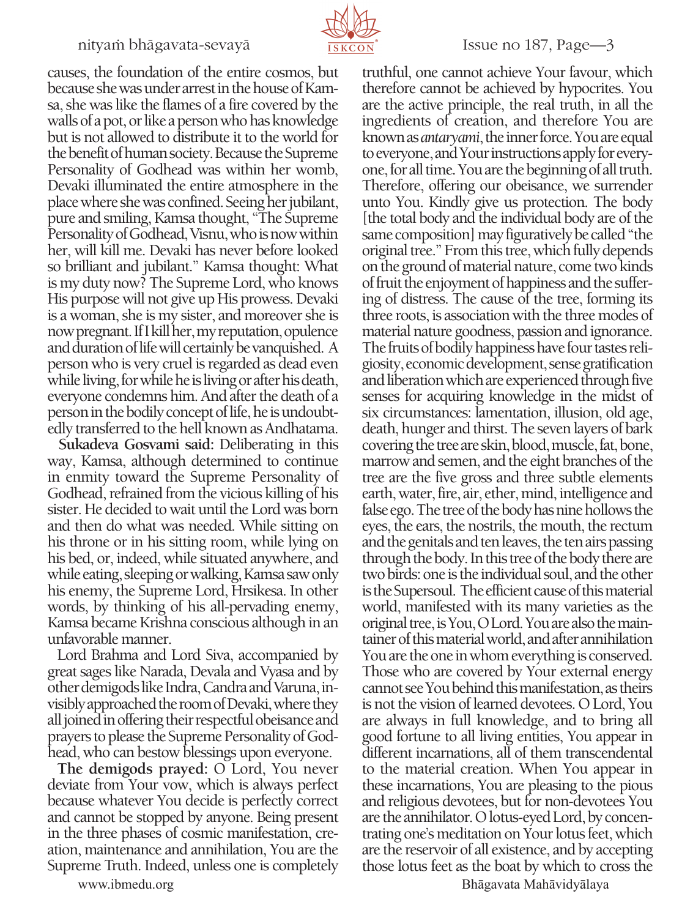causes, the foundation of the entire cosmos, but because she was under arrest in the house of Kamsa, she was like the flames of a fire covered by the walls of a pot, or like a person who has knowledge but is not allowed to distribute it to the world for the benefit of human society. Because the Supreme Personality of Godhead was within her womb, Devaki illuminated the entire atmosphere in the place where she was confined. Seeing her jubilant, pure and smiling, Kamsa thought, "The Supreme Personality of Godhead, Visnu, who is now within her, will kill me. Devaki has never before looked so brilliant and jubilant." Kamsa thought: What is my duty now? The Supreme Lord, who knows His purpose will not give up His prowess. Devaki is a woman, she is my sister, and moreover she is now pregnant. If I kill her, my reputation, opulence and duration of life will certainly be vanquished. A person who is very cruel is regarded as dead even while living, for while he is living or after his death, everyone condemns him. And after the death of a person in the bodily concept of life, he is undoubtedly transferred to the hell known as Andhatama.

**Sukadeva Gosvami said:** Deliberating in this way, Kamsa, although determined to continue in enmity toward the Supreme Personality of Godhead, refrained from the vicious killing of his sister. He decided to wait until the Lord was born and then do what was needed. While sitting on his throne or in his sitting room, while lying on his bed, or, indeed, while situated anywhere, and while eating, sleeping or walking, Kamsa saw only his enemy, the Supreme Lord, Hrsikesa. In other words, by thinking of his all-pervading enemy, Kamsa became Krishna conscious although in an unfavorable manner.

Lord Brahma and Lord Siva, accompanied by great sages like Narada, Devala and Vyasa and by other demigods like Indra, Candra and Varuna, invisibly approached the room of Devaki, where they all joined in offering their respectful obeisance and prayers to please the Supreme Personality of Godhead, who can bestow blessings upon everyone.

**The demigods prayed:** O Lord, You never deviate from Your vow, which is always perfect because whatever You decide is perfectly correct and cannot be stopped by anyone. Being present in the three phases of cosmic manifestation, creation, maintenance and annihilation, You are the Supreme Truth. Indeed, unless one is completely truthful, one cannot achieve Your favour, which therefore cannot be achieved by hypocrites. You are the active principle, the real truth, in all the ingredients of creation, and therefore You are known as *antaryami*, the inner force. You are equal to everyone, and Your instructions apply for everyone, for all time. You are the beginning of all truth. Therefore, offering our obeisance, we surrender unto You. Kindly give us protection. The body [the total body and the individual body are of the same composition] may figuratively be called "the original tree." From this tree, which fully depends on the ground of material nature, come two kinds of fruit the enjoyment of happiness and the suffering of distress. The cause of the tree, forming its three roots, is association with the three modes of material nature goodness, passion and ignorance. The fruits of bodily happiness have four tastes religiosity, economic development, sense gratification and liberation which are experienced through five senses for acquiring knowledge in the midst of six circumstances: lamentation, illusion, old age, death, hunger and thirst. The seven layers of bark covering the tree are skin, blood, muscle, fat, bone, marrow and semen, and the eight branches of the tree are the five gross and three subtle elements earth, water, fire, air, ether, mind, intelligence and false ego. The tree of the body has nine hollows the eyes, the ears, the nostrils, the mouth, the rectum and the genitals and ten leaves, the ten airs passing through the body. In this tree of the body there are two birds: one is the individual soul, and the other is the Supersoul. The efficient cause of this material world, manifested with its many varieties as the original tree, is You, O Lord. You are also the maintainer of this material world, and after annihilation You are the one in whom everything is conserved. Those who are covered by Your external energy cannot see You behind this manifestation, as theirs is not the vision of learned devotees. O Lord, You are always in full knowledge, and to bring all good fortune to all living entities, You appear in different incarnations, all of them transcendental to the material creation. When You appear in these incarnations, You are pleasing to the pious and religious devotees, but for non-devotees You are the annihilator. O lotus-eyed Lord, by concentrating one's meditation on Your lotus feet, which are the reservoir of all existence, and by accepting those lotus feet as the boat by which to cross the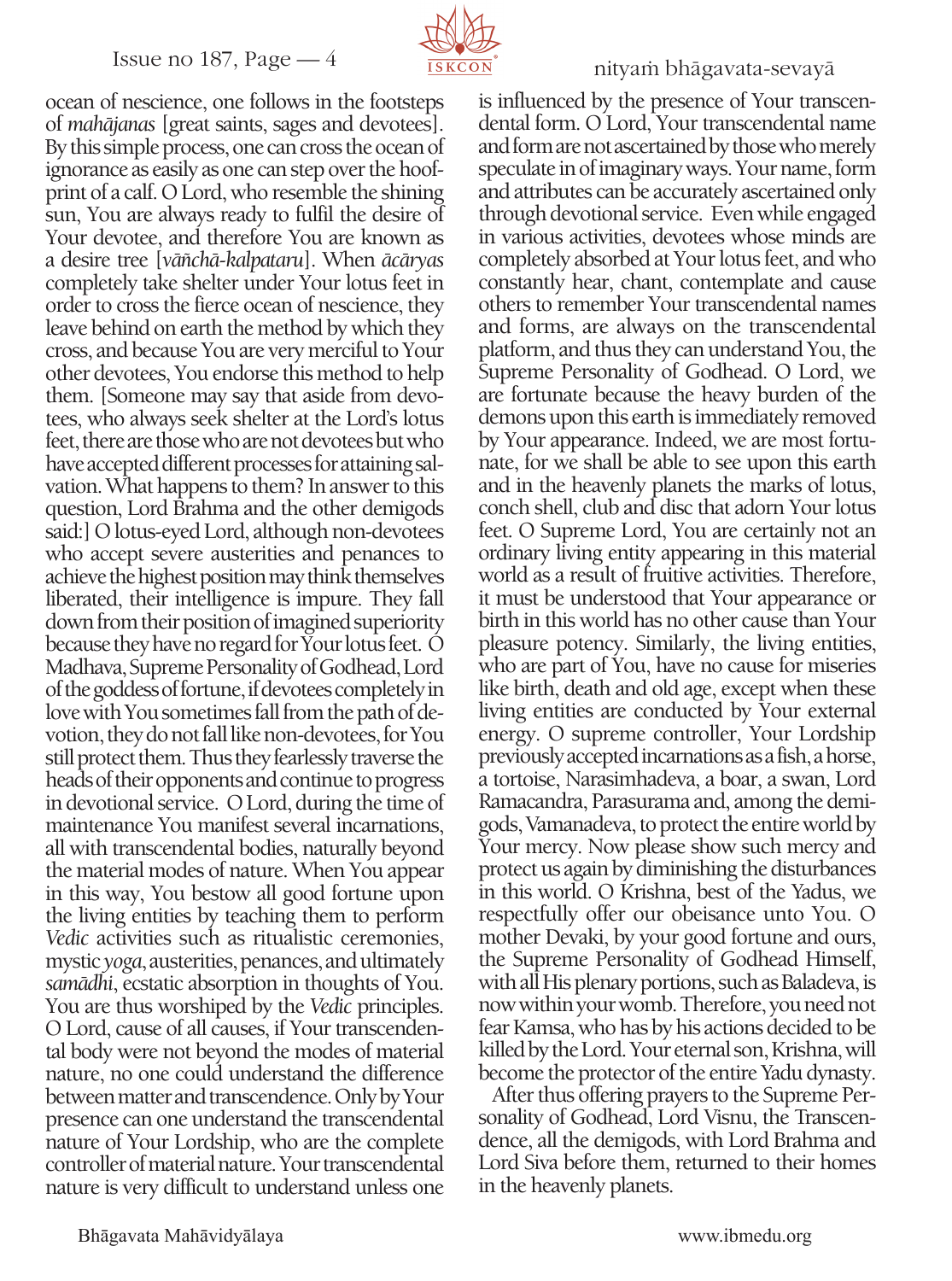ocean of nescience, one follows in the footsteps of *mahājanas* [great saints, sages and devotees]. By this simple process, one can cross the ocean of ignorance as easily as one can step over the hoof-print of a calf. O Lord, who resemble the shining sun, You are always ready to fulfil the desire of Your devotee, and therefore You are known as a desire tree [*vāñchā-kalpataru*]. When *ācāryas* completely take shelter under Your lotus feet in order to cross the fierce ocean of nescience, they leave behind on earth the method by which they cross, and because You are very merciful to Your other devotees, You endorse this method to help them. [Someone may say that aside from devotees, who always seek shelter at the Lord's lotus feet, there are those who are not devotees but who have accepted different processes for attaining salvation. What happens to them? In answer to this question, Lord Brahma and the other demigods said:] O lotus-eyed Lord, although non-devotees who accept severe austerities and penances to achieve the highest position may think themselves liberated, their intelligence is impure. They fall down from their position of imagined superiority because they have no regard for Your lotus feet. O Madhava, Supreme Personality of Godhead, Lord of the goddess of fortune, if devotees completely in love with You sometimes fall from the path of devotion, they do not fall like non-devotees, for You still protect them. Thus they fearlessly traverse the heads of their opponents and continue to progress in devotional service. O Lord, during the time of maintenance You manifest several incarnations, all with transcendental bodies, naturally beyond the material modes of nature. When You appear in this way, You bestow all good fortune upon the living entities by teaching them to perform *Vedic* activities such as ritualistic ceremonies, mystic *yoga*, austerities, penances, and ultimately *samādhi*, ecstatic absorption in thoughts of You. You are thus worshiped by the *Vedic* principles. O Lord, cause of all causes, if Your transcendental body were not beyond the modes of material nature, no one could understand the difference between matter and transcendence. Only by Your presence can one understand the transcendental nature of Your Lordship, who are the complete controller of material nature. Your transcendental nature is very difficult to understand unless one is influenced by the presence of Your transcendental form. O Lord, Your transcendental name and form are not ascertained by those who merely speculate in of imaginary ways. Your name, form and attributes can be accurately ascertained only through devotional service. Even while engaged in various activities, devotees whose minds are completely absorbed at Your lotus feet, and who constantly hear, chant, contemplate and cause others to remember Your transcendental names and forms, are always on the transcendental platform, and thus they can understand You, the Supreme Personality of Godhead. O Lord, we are fortunate because the heavy burden of the demons upon this earth is immediately removed by Your appearance. Indeed, we are most fortunate, for we shall be able to see upon this earth and in the heavenly planets the marks of lotus, conch shell, club and disc that adorn Your lotus feet. O Supreme Lord, You are certainly not an ordinary living entity appearing in this material world as a result of fruitive activities. Therefore, it must be understood that Your appearance or birth in this world has no other cause than Your pleasure potency. Similarly, the living entities, who are part of You, have no cause for miseries like birth, death and old age, except when these living entities are conducted by Your external energy. O supreme controller, Your Lordship previously accepted incarnations as a fish, a horse, a tortoise, Narasimhadeva, a boar, a swan, Lord Ramacandra, Parasurama and, among the demigods, Vamanadeva, to protect the entire world by Your mercy. Now please show such mercy and protect us again by diminishing the disturbances in this world. O Krishna, best of the Yadus, we respectfully offer our obeisance unto You. O mother Devaki, by your good fortune and ours, the Supreme Personality of Godhead Himself, with all His plenary portions, such as Baladeva, is now within your womb. Therefore, you need not fear Kamsa, who has by his actions decided to be killed by the Lord. Your eternal son, Krishna, will become the protector of the entire Yadu dynasty.

After thus offering prayers to the Supreme Personality of Godhead, Lord Visnu, the Transcendence, all the demigods, with Lord Brahma and Lord Siva before them, returned to their homes in the heavenly planets.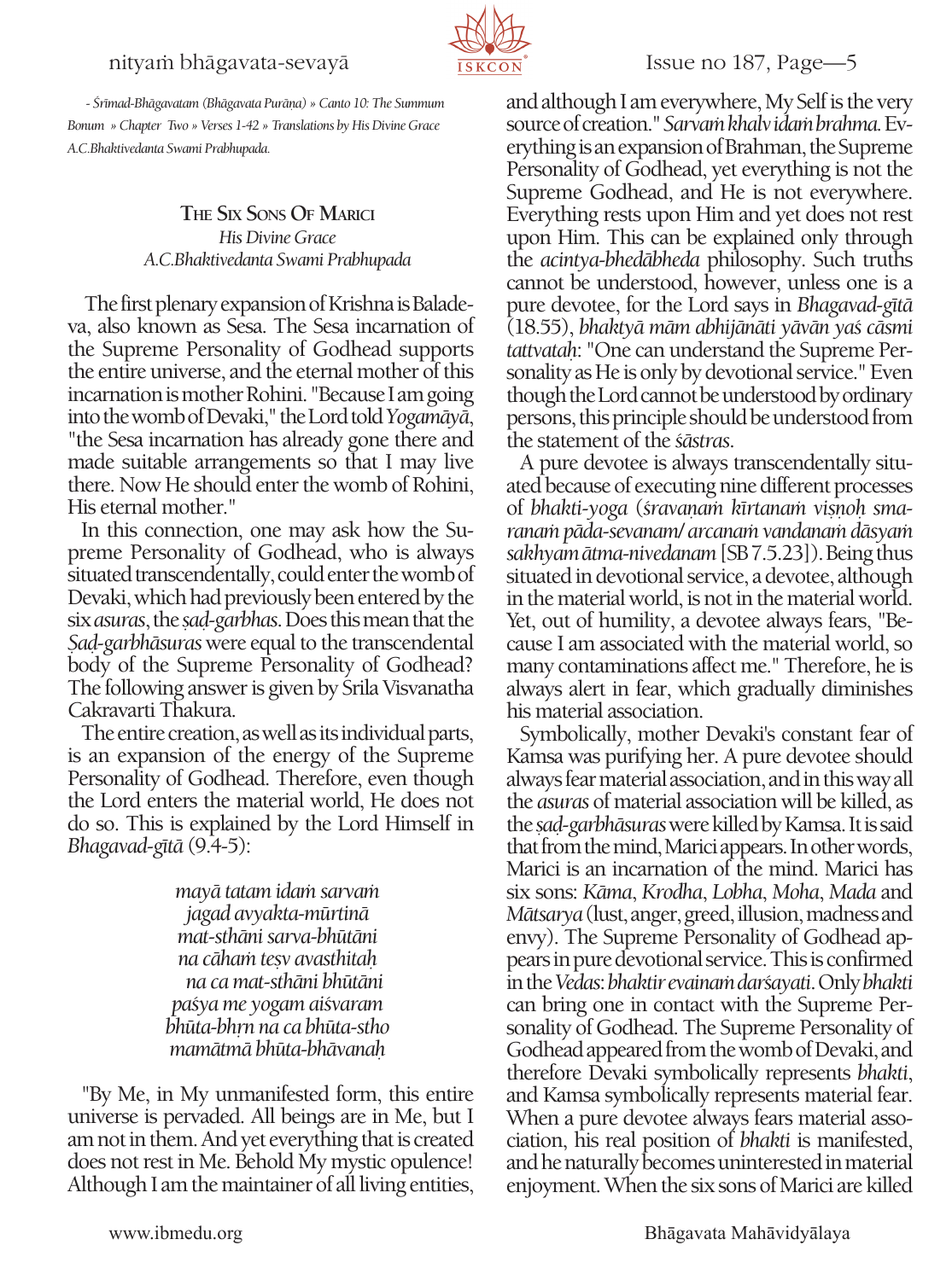*- Śrīmad-Bhāgavatam (Bhāgavata Purāṇa) » Canto 10: The Summum Bonum » Chapter Two » Verses 1-42 » Translations by His Divine Grace A.C.Bhaktivedanta Swami Prabhupada.*

## The Six Sons Of Marici

*His Divine Grace*
*A.C.Bhaktivedanta Swami Prabhupada*

The first plenary expansion of Krishna is Baladeva, also known as Sesa. The Sesa incarnation of the Supreme Personality of Godhead supports the entire universe, and the eternal mother of this incarnation is mother Rohini. "Because I am going into the womb of Devaki," the Lord told *Yogamāyā*, "the Sesa incarnation has already gone there and made suitable arrangements so that I may live there. Now He should enter the womb of Rohini, His eternal mother."

In this connection, one may ask how the Supreme Personality of Godhead, who is always situated transcendentally, could enter the womb of Devaki, which had previously been entered by the six *asuras*, the *ṣaḍ-garbhas*. Does this mean that the *Ṣaḍ-garbhāsuras* were equal to the transcendental body of the Supreme Personality of Godhead? The following answer is given by Srila Visvanatha Cakravarti Thakura.

The entire creation, as well as its individual parts, is an expansion of the energy of the Supreme Personality of Godhead. Therefore, even though the Lord enters the material world, He does not do so. This is explained by the Lord Himself in *Bhagavad-gītā* (9.4-5):

*mayā tatam idaṁ sarvaṁ*
*jagad avyakta-mūrtinā*
*mat-sthāni sarva-bhūtāni*
*na cāhaṁ teṣv avasthitaḥ*
*na ca mat-sthāni bhūtāni*
*paśya me yogam aiśvaram*
*bhūta-bhṛn na ca bhūta-stho*
*mamātmā bhūta-bhāvanaḥ*

"By Me, in My unmanifested form, this entire universe is pervaded. All beings are in Me, but I am not in them. And yet everything that is created does not rest in Me. Behold My mystic opulence! Although I am the maintainer of all living entities, and although I am everywhere, My Self is the very source of creation." *Sarvaṁ khalv idaṁ brahma.* Everything is an expansion of Brahman, the Supreme Personality of Godhead, yet everything is not the Supreme Godhead, and He is not everywhere. Everything rests upon Him and yet does not rest upon Him. This can be explained only through the *acintya-bhedābheda* philosophy. Such truths cannot be understood, however, unless one is a pure devotee, for the Lord says in *Bhagavad-gītā* (18.55), *bhaktyā mām abhijānāti yāvān yaś cāsmi tattvataḥ*: "One can understand the Supreme Personality as He is only by devotional service." Even though the Lord cannot be understood by ordinary persons, this principle should be understood from the statement of the *śāstras*.

A pure devotee is always transcendentally situated because of executing nine different processes of *bhakti-yoga* (*śravaṇaṁ kīrtanaṁ viṣṇoḥ smaraṇaṁ pāda-sevanam/ arcanaṁ vandanaṁ dāsyaṁ sakhyam ātma-nivedanam* [SB 7.5.23]). Being thus situated in devotional service, a devotee, although in the material world, is not in the material world. Yet, out of humility, a devotee always fears, "Because I am associated with the material world, so many contaminations affect me." Therefore, he is always alert in fear, which gradually diminishes his material association.

Symbolically, mother Devaki's constant fear of Kamsa was purifying her. A pure devotee should always fear material association, and in this way all the *asuras* of material association will be killed, as the *ṣaḍ-garbhāsuras* were killed by Kamsa. It is said that from the mind, Marici appears. In other words, Marici is an incarnation of the mind. Marici has six sons: *Kāma*, *Krodha*, *Lobha*, *Moha*, *Mada* and *Mātsarya* (lust, anger, greed, illusion, madness and envy). The Supreme Personality of Godhead appears in pure devotional service. This is confirmed in the *Vedas*: *bhaktir evainaṁ darśayati*. Only *bhakti* can bring one in contact with the Supreme Personality of Godhead. The Supreme Personality of Godhead appeared from the womb of Devaki, and therefore Devaki symbolically represents *bhakti*, and Kamsa symbolically represents material fear. When a pure devotee always fears material association, his real position of *bhakti* is manifested, and he naturally becomes uninterested in material enjoyment. When the six sons of Marici are killed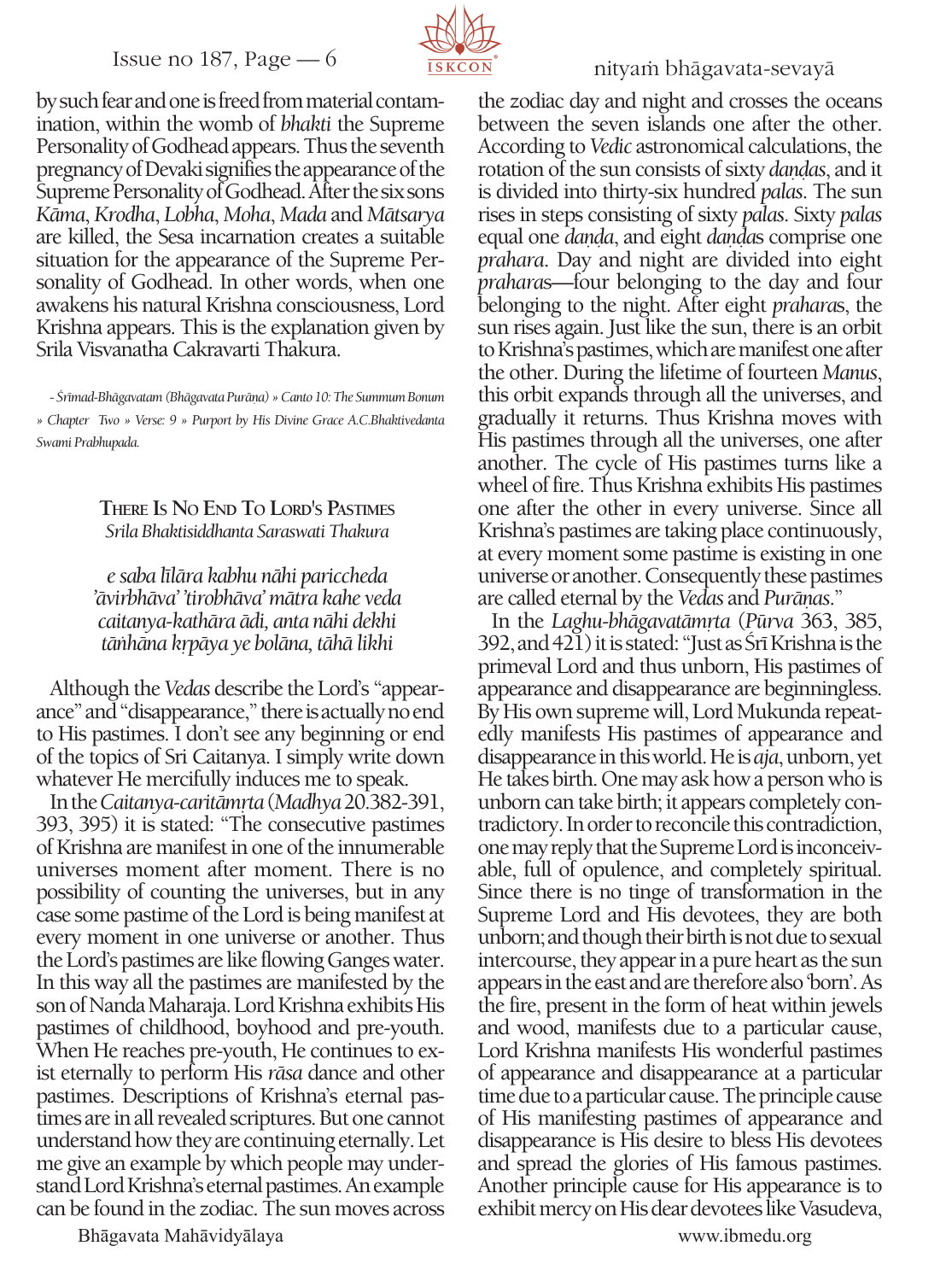by such fear and one is freed from material contamination, within the womb of *bhakti* the Supreme Personality of Godhead appears. Thus the seventh pregnancy of Devaki signifies the appearance of the Supreme Personality of Godhead. After the six sons *Kāma*, *Krodha*, *Lobha*, *Moha*, *Mada* and *Mātsarya* are killed, the Sesa incarnation creates a suitable situation for the appearance of the Supreme Personality of Godhead. In other words, when one awakens his natural Krishna consciousness, Lord Krishna appears. This is the explanation given by Srila Visvanatha Cakravarti Thakura.

*- Śrīmad-Bhāgavatam (Bhāgavata Purāṇa) » Canto 10: The Summum Bonum » Chapter Two » Verse: 9 » Purport by His Divine Grace A.C.Bhaktivedanta Swami Prabhupada.*

### There Is No End To Lord's Pastimes

*Srila Bhaktisiddhanta Saraswati Thakura*

*e saba līlāra kabhu nāhi pariccheda*
*'āvirbhāva' 'tirobhāva' mātra kahe veda*
*caitanya-kathāra ādi, anta nāhi dekhi*
*tāṅhāna kṛpāya ye bolāna, tāhā likhi*

Although the *Vedas* describe the Lord's "appearance" and "disappearance," there is actually no end to His pastimes. I don't see any beginning or end of the topics of Sri Caitanya. I simply write down whatever He mercifully induces me to speak.

In the *Caitanya-caritāmṛta* (*Madhya* 20.382-391, 393, 395) it is stated: "The consecutive pastimes of Krishna are manifest in one of the innumerable universes moment after moment. There is no possibility of counting the universes, but in any case some pastime of the Lord is being manifest at every moment in one universe or another. Thus the Lord's pastimes are like flowing Ganges water. In this way all the pastimes are manifested by the son of Nanda Maharaja. Lord Krishna exhibits His pastimes of childhood, boyhood and pre-youth. When He reaches pre-youth, He continues to exist eternally to perform His *rāsa* dance and other pastimes. Descriptions of Krishna's eternal pastimes are in all revealed scriptures. But one cannot understand how they are continuing eternally. Let me give an example by which people may understand Lord Krishna's eternal pastimes. An example can be found in the zodiac. The sun moves across the zodiac day and night and crosses the oceans between the seven islands one after the other. According to *Vedic* astronomical calculations, the rotation of the sun consists of sixty *daṇḍas*, and it is divided into thirty-six hundred *palas*. The sun rises in steps consisting of sixty *palas*. Sixty *palas* equal one *daṇḍa*, and eight *daṇḍa*s comprise one *prahara*. Day and night are divided into eight *praharas*—four belonging to the day and four belonging to the night. After eight *prahara*s, the sun rises again. Just like the sun, there is an orbit to Krishna's pastimes, which are manifest one after the other. During the lifetime of fourteen *Manus*, this orbit expands through all the universes, and gradually it returns. Thus Krishna moves with His pastimes through all the universes, one after another. The cycle of His pastimes turns like a wheel of fire. Thus Krishna exhibits His pastimes one after the other in every universe. Since all Krishna's pastimes are taking place continuously, at every moment some pastime is existing in one universe or another. Consequently these pastimes are called eternal by the *Vedas* and *Purāṇas*."

In the *Laghu-bhāgavatāmṛta* (*Pūrva* 363, 385, 392, and 421) it is stated: "Just as Śrī Krishna is the primeval Lord and thus unborn, His pastimes of appearance and disappearance are beginningless. By His own supreme will, Lord Mukunda repeatedly manifests His pastimes of appearance and disappearance in this world. He is *aja*, unborn, yet He takes birth. One may ask how a person who is unborn can take birth; it appears completely contradictory. In order to reconcile this contradiction, one may reply that the Supreme Lord is inconceivable, full of opulence, and completely spiritual. Since there is no tinge of transformation in the Supreme Lord and His devotees, they are both unborn; and though their birth is not due to sexual intercourse, they appear in a pure heart as the sun appears in the east and are therefore also 'born'. As the fire, present in the form of heat within jewels and wood, manifests due to a particular cause, Lord Krishna manifests His wonderful pastimes of appearance and disappearance at a particular time due to a particular cause. The principle cause of His manifesting pastimes of appearance and disappearance is His desire to bless His devotees and spread the glories of His famous pastimes. Another principle cause for His appearance is to exhibit mercy on His dear devotees like Vasudeva,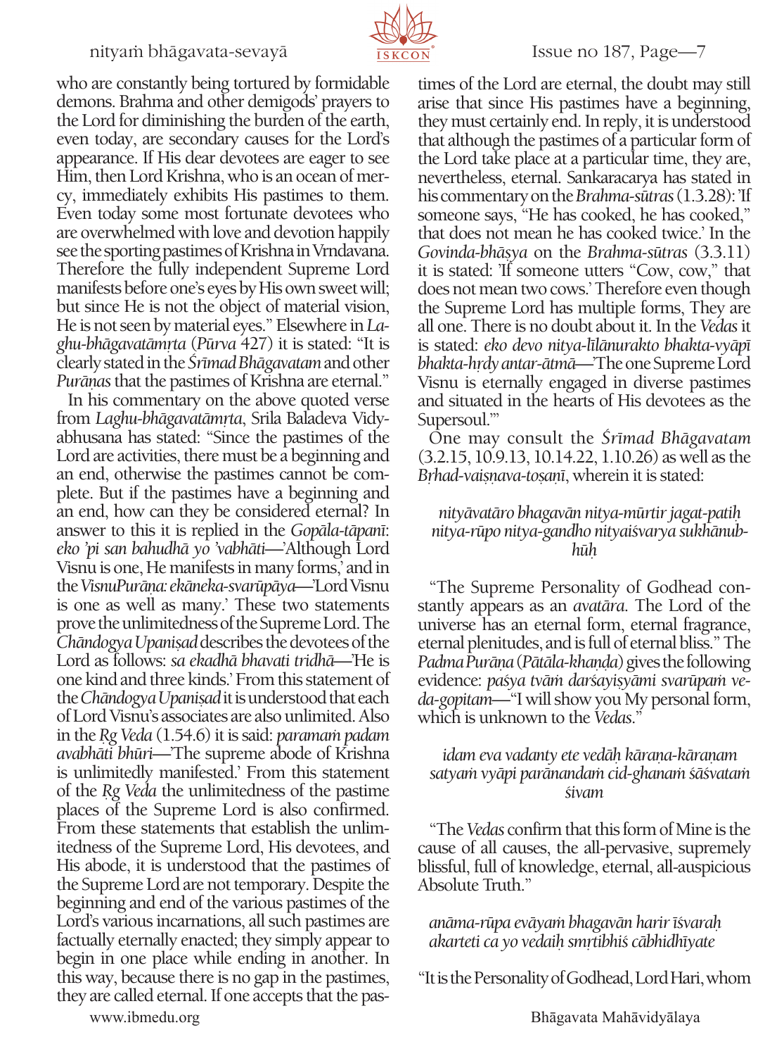who are constantly being tortured by formidable demons. Brahma and other demigods' prayers to the Lord for diminishing the burden of the earth, even today, are secondary causes for the Lord's appearance. If His dear devotees are eager to see Him, then Lord Krishna, who is an ocean of mercy, immediately exhibits His pastimes to them. Even today some most fortunate devotees who are overwhelmed with love and devotion happily see the sporting pastimes of Krishna in Vrndavana. Therefore the fully independent Supreme Lord manifests before one's eyes by His own sweet will; but since He is not the object of material vision, He is not seen by material eyes." Elsewhere in *Laghu-bhāgavatāmṛta* (*Pūrva* 427) it is stated: "It is clearly stated in the *Śrīmad Bhāgavatam* and other *Purāṇas* that the pastimes of Krishna are eternal."

In his commentary on the above quoted verse from *Laghu-bhāgavatāmṛta*, Srila Baladeva Vidyabhusana has stated: "Since the pastimes of the Lord are activities, there must be a beginning and an end, otherwise the pastimes cannot be complete. But if the pastimes have a beginning and an end, how can they be considered eternal? In answer to this it is replied in the *Gopāla-tāpanī*: *eko 'pi san bahudhā yo 'vabhāti*—'Although Lord Visnu is one, He manifests in many forms,' and in the *VisnuPurāṇa: ekāneka-svarūpāya*—'Lord Visnu is one as well as many.' These two statements prove the unlimitedness of the Supreme Lord. The *Chāndogya Upaniṣad* describes the devotees of the Lord as follows: *sa ekadhā bhavati tridhā*—'He is one kind and three kinds.' From this statement of the *Chāndogya Upaniṣad* it is understood that each of Lord Visnu's associates are also unlimited. Also in the *Ṛg Veda* (1.54.6) it is said: *paramaṁ padam avabhāti bhūri*—'The supreme abode of Krishna is unlimitedly manifested.' From this statement of the *Ṛg Veda* the unlimitedness of the pastime places of the Supreme Lord is also confirmed. From these statements that establish the unlimitedness of the Supreme Lord, His devotees, and His abode, it is understood that the pastimes of the Supreme Lord are not temporary. Despite the beginning and end of the various pastimes of the Lord's various incarnations, all such pastimes are factually eternally enacted; they simply appear to begin in one place while ending in another. In this way, because there is no gap in the pastimes, they are called eternal. If one accepts that the pastimes of the Lord are eternal, the doubt may still arise that since His pastimes have a beginning, they must certainly end. In reply, it is understood that although the pastimes of a particular form of the Lord take place at a particular time, they are, nevertheless, eternal. Sankaracarya has stated in his commentary on the *Brahma-sūtras* (1.3.28): 'If someone says, "He has cooked, he has cooked," that does not mean he has cooked twice.' In the *Govinda-bhāṣya* on the *Brahma-sūtras* (3.3.11) it is stated: 'If someone utters "Cow, cow," that does not mean two cows.' Therefore even though the Supreme Lord has multiple forms, They are all one. There is no doubt about it. In the *Vedas* it is stated: *eko devo nitya-līlānurakto bhakta-vyāpī bhakta-hṛdy antar-ātmā*—'The one Supreme Lord Visnu is eternally engaged in diverse pastimes and situated in the hearts of His devotees as the Supersoul.'"

One may consult the *Śrīmad Bhāgavatam* (3.2.15, 10.9.13, 10.14.22, 1.10.26) as well as the *Bṛhad-vaiṣṇava-toṣaṇī*, wherein it is stated:

> *nityāvatāro bhagavān nitya-mūrtir jagat-patiḥ*
> *nitya-rūpo nitya-gandho nityaiśvarya sukhānubhūḥ*

"The Supreme Personality of Godhead constantly appears as an *avatāra*. The Lord of the universe has an eternal form, eternal fragrance, eternal plenitudes, and is full of eternal bliss." The *Padma Purāṇa* (*Pātāla-khaṇḍa*) gives the following evidence: *paśya tvāṁ darśayiṣyāmi svarūpaṁ veda-gopitam*—"I will show you My personal form, which is unknown to the *Vedas*."

> *idam eva vadanty ete vedāḥ kāraṇa-kāraṇam*
> *satyaṁ vyāpi parānandaṁ cid-ghanaṁ śāśvataṁ śivam*

"The *Vedas* confirm that this form of Mine is the cause of all causes, the all-pervasive, supremely blissful, full of knowledge, eternal, all-auspicious Absolute Truth."

> *anāma-rūpa evāyaṁ bhagavān harir īśvaraḥ*
> *akarteti ca yo vedaiḥ smṛtibhiś cābhidhīyate*

"It is the Personality of Godhead, Lord Hari, whom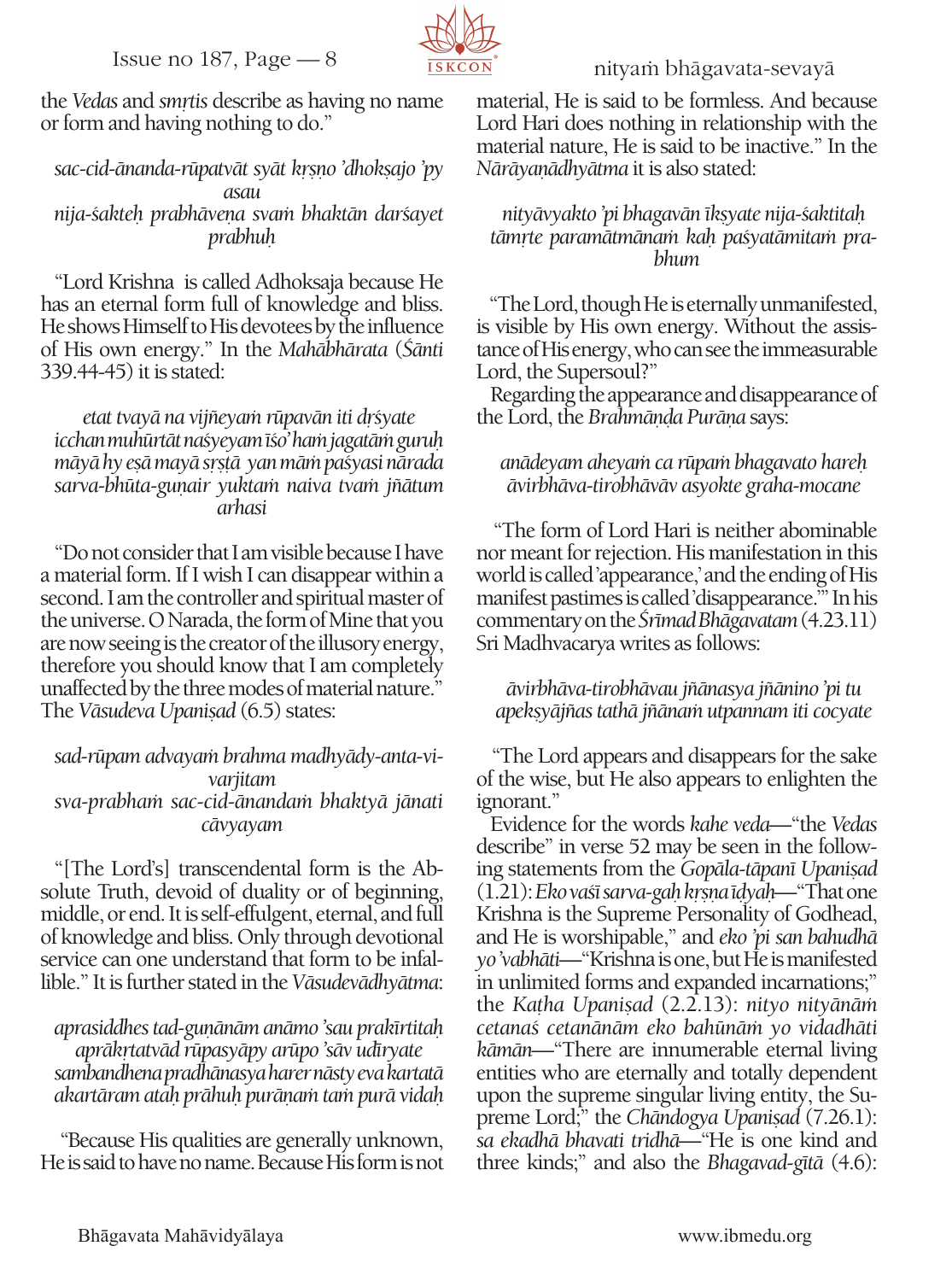the *Vedas* and *smṛtis* describe as having no name or form and having nothing to do."

*sac-cid-ānanda-rūpatvāt syāt kṛṣṇo 'dhokṣajo 'py asau*
*nija-śakteḥ prabhāveṇa svaṁ bhaktān darśayet prabhuḥ*

"Lord Krishna is called Adhoksaja because He has an eternal form full of knowledge and bliss. He shows Himself to His devotees by the influence of His own energy." In the *Mahābhārata* (*Śānti* 339.44-45) it is stated:

*etat tvayā na vijñeyaṁ rūpavān iti dṛśyate*
*icchan muhūrtāt naśyeyam īśo 'haṁ jagatāṁ guruḥ*
*māyā hy eṣā mayā sṛṣṭā yan māṁ paśyasi nārada*
*sarva-bhūta-guṇair yuktaṁ naiva tvaṁ jñātum arhasi*

"Do not consider that I am visible because I have a material form. If I wish I can disappear within a second. I am the controller and spiritual master of the universe. O Narada, the form of Mine that you are now seeing is the creator of the illusory energy, therefore you should know that I am completely unaffected by the three modes of material nature." The *Vāsudeva Upaniṣad* (6.5) states:

*sad-rūpam advayaṁ brahma madhyādy-anta-vivarjitam*
*sva-prabhaṁ sac-cid-ānandaṁ bhaktyā jānati cāvyayam*

"[The Lord's] transcendental form is the Absolute Truth, devoid of duality or of beginning, middle, or end. It is self-effulgent, eternal, and full of knowledge and bliss. Only through devotional service can one understand that form to be infallible." It is further stated in the *Vāsudevādhyātma*:

*aprasiddhes tad-guṇānām anāmo 'sau prakīrtitaḥ*
*aprākṛtatvād rūpasyāpy arūpo 'sāv udīryate*
*sambandhena pradhānasya harer nāsty eva kartatā*
*akartāram ataḥ prāhuḥ purāṇaṁ taṁ purā vidaḥ*

"Because His qualities are generally unknown, He is said to have no name. Because His form is not material, He is said to be formless. And because Lord Hari does nothing in relationship with the material nature, He is said to be inactive." In the *Nārāyaṇādhyātma* it is also stated:

*nityāvyakto 'pi bhagavān īkṣyate nija-śaktitaḥ*
*tāmṛte paramātmānaṁ kaḥ paśyatāmitaṁ prabhum*

"The Lord, though He is eternally unmanifested, is visible by His own energy. Without the assistance of His energy, who can see the immeasurable Lord, the Supersoul?"

Regarding the appearance and disappearance of the Lord, the *Brahmāṇḍa Purāṇa* says:

*anādeyam aheyaṁ ca rūpaṁ bhagavato hareḥ*
*āvirbhāva-tirobhāvāv asyokte graha-mocane*

"The form of Lord Hari is neither abominable nor meant for rejection. His manifestation in this world is called 'appearance,' and the ending of His manifest pastimes is called 'disappearance.'" In his commentary on the *Śrīmad Bhāgavatam* (4.23.11) Sri Madhvacarya writes as follows:

*āvirbhāva-tirobhāvau jñānasya jñānino 'pi tu*
*apekṣyājñas tathā jñānaṁ utpannam iti cocyate*

"The Lord appears and disappears for the sake of the wise, but He also appears to enlighten the ignorant."

Evidence for the words *kahe veda*—"the *Vedas* describe" in verse 52 may be seen in the following statements from the *Gopāla-tāpanī Upaniṣad* (1.21): *Eko vaśī sarva-gaḥ kṛṣṇa īḍyaḥ*—"That one Krishna is the Supreme Personality of Godhead, and He is worshipable," and *eko 'pi san bahudhā yo 'vabhāti*—"Krishna is one, but He is manifested in unlimited forms and expanded incarnations;" the *Kaṭha Upaniṣad* (2.2.13): *nityo nityānāṁ cetanaś cetanānāṁ eko bahūnāṁ yo vidadhāti kāmān*—"There are innumerable eternal living entities who are eternally and totally dependent upon the supreme singular living entity, the Supreme Lord;" the *Chāndogya Upaniṣad* (7.26.1): *sa ekadhā bhavati tridhā*—"He is one kind and three kinds;" and also the *Bhagavad-gītā* (4.6):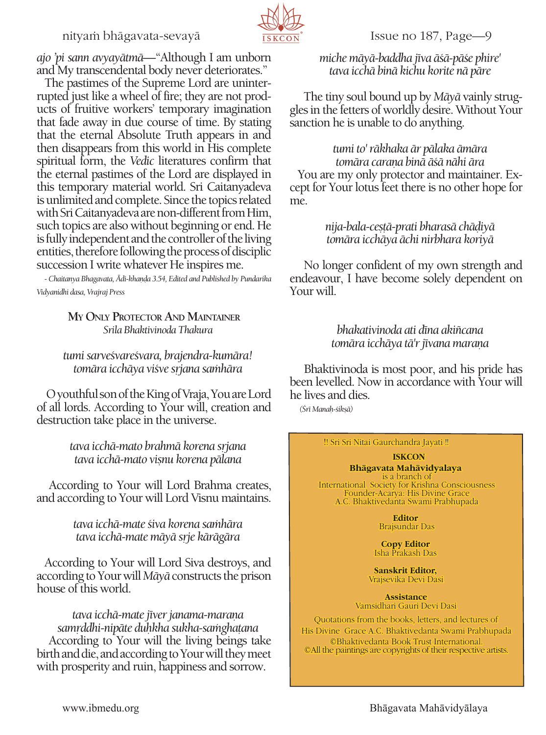*ajo 'pi sann avyayātmā*—"Although I am unborn and My transcendental body never deteriorates."

The pastimes of the Supreme Lord are uninterrupted just like a wheel of fire; they are not products of fruitive workers' temporary imagination that fade away in due course of time. By stating that the eternal Absolute Truth appears in and then disappears from this world in His complete spiritual form, the *Vedic* literatures confirm that the eternal pastimes of the Lord are displayed in this temporary material world. Sri Caitanyadeva is unlimited and complete. Since the topics related with Sri Caitanyadeva are non-different from Him, such topics are also without beginning or end. He is fully independent and the controller of the living entities, therefore following the process of disciplic succession I write whatever He inspires me.

*- Chaitanya Bhagavata, Ādi-khaṇḍa 3.54, Edited and Published by Pundarika Vidyanidhi dasa, Vrajraj Press*

## My Only Protector And Maintainer

*Srila Bhaktivinoda Thakura*

*tumi sarveśvareśvara, brajendra-kumāra!*
*tomāra icchāya viśve sṛjana saṁhāra*

O youthful son of the King of Vraja, You are Lord of all lords. According to Your will, creation and destruction take place in the universe.

*tava icchā-mato brahmā korena sṛjana*
*tava icchā-mato viṣṇu korena pālana*

According to Your will Lord Brahma creates, and according to Your will Lord Visnu maintains.

*tava icchā-mate śiva korena saṁhāra*
*tava icchā-mate māyā sṛje kārāgāra*

According to Your will Lord Siva destroys, and according to Your will *Māyā* constructs the prison house of this world.

*tava icchā-mate jīver janama-maraṇa*
*samṛddhi-nipāte duḥkha sukha-saṁghaṭana*

According to Your will the living beings take birth and die, and according to Your will they meet with prosperity and ruin, happiness and sorrow.

*miche māyā-baddha jīva āśā-pāśe phire'*
*tava icchā binā kichu korite nā pāre*

The tiny soul bound up by *Māyā* vainly struggles in the fetters of worldly desire. Without Your sanction he is unable to do anything.

*tumi to' rākhaka ār pālaka āmāra*
*tomāra caraṇa binā āśā nāhi āra*

You are my only protector and maintainer. Except for Your lotus feet there is no other hope for me.

*nija-bala-ceṣṭā-prati bharasā chāḍiyā*
*tomāra icchāya āchi nirbhara koriyā*

No longer confident of my own strength and endeavour, I have become solely dependent on Your will.

*bhakativinoda ati dīna akiñcana*
*tomāra icchāya tā'r jīvana maraṇa*

Bhaktivinoda is most poor, and his pride has been levelled. Now in accordance with Your will he lives and dies.

*(Śrī Manaḥ-śikṣā)*

!! Sri Sri Nitai Gaurchandra Jayati !!

**ISKCON**
**Bhāgavata Mahāvidyalaya**
is a branch of
International Society for Krishna Consciousness
Founder-Acarya: His Divine Grace
A.C. Bhaktivedanta Swami Prabhupada

**Editor**
Brajsundar Das

**Copy Editor**
Isha Prakash Das

**Sanskrit Editor,**
Vrajsevika Devi Dasi

**Assistance**
Vamsidhari Gauri Devi Dasi

Quotations from the books, letters, and lectures of His Divine Grace A.C. Bhaktivedanta Swami Prabhupada
©Bhaktivedanta Book Trust International.
©All the paintings are copyrights of their respective artists.